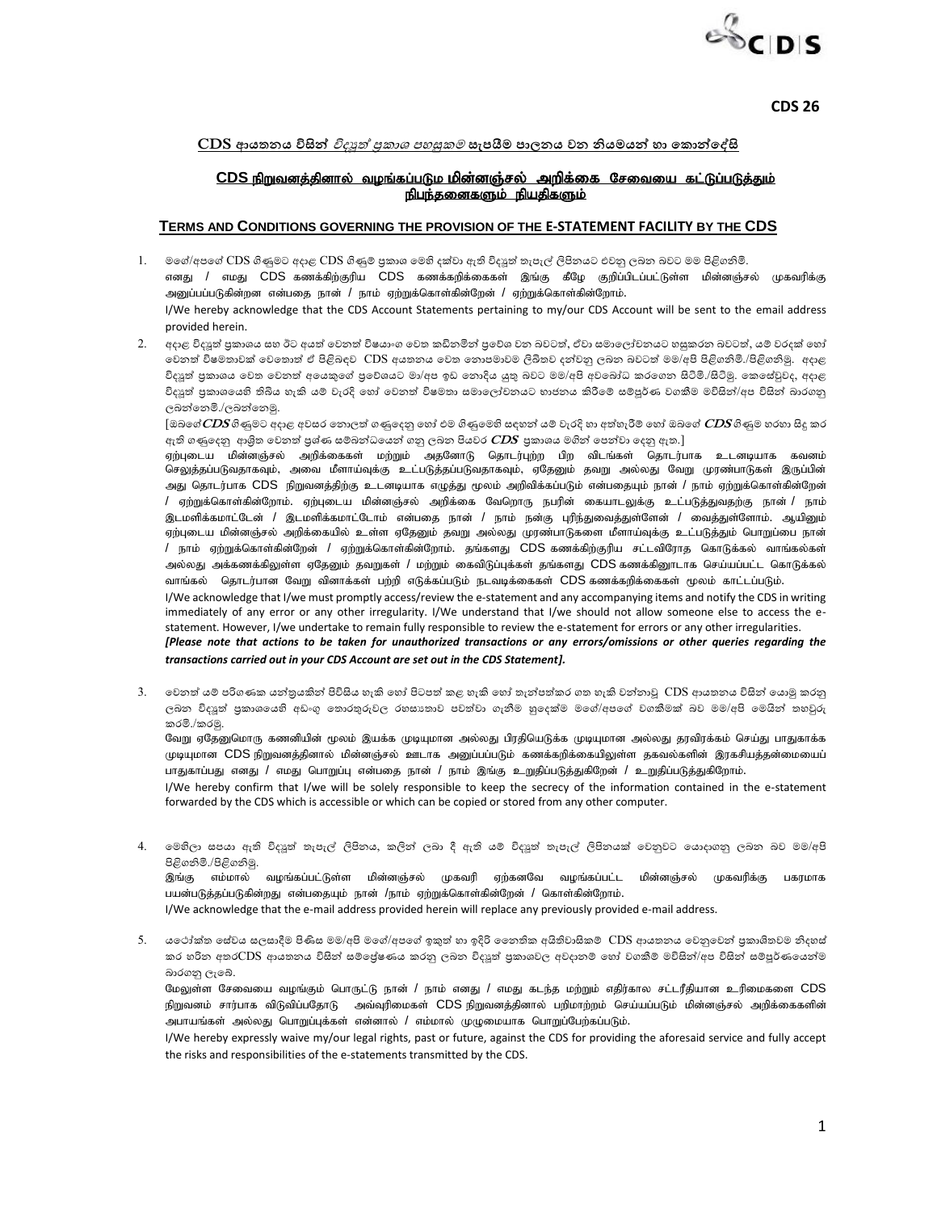CDS 26

**CDS ආයතනය විසින් *විද්‍යුත් ප්‍රකාශ පහසුකම* සැපයීම පාලනය වන නියමයන් හා කොන්දේසි**

**CDS நிறுவனத்தினால் வழங்கப்படும மின்னஞ்சல் அறிக்கை சேவையை கட்டுப்படுத்தும் நிபந்தனைகளும் நியதிகளும்**

**TERMS AND CONDITIONS GOVERNING THE PROVISION OF THE E-STATEMENT FACILITY BY THE CDS**

1. මගේ/අපගේ CDS ගිණුමට අදාළ CDS ගිණුම් ප්‍රකාශ මෙහි දක්වා ඇති විද්‍යුත් තැපැල් ලිපිනයට එවනු ලබන බවට මම පිළිගනිමි.
   எனது / எமது CDS கணக்கிற்குரிய CDS கணக்கறிக்கைகள் இங்கு கீழே குறிப்பிடப்பட்டுள்ள மின்னஞ்சல் முகவரிக்கு அனுப்பப்படுகின்றன என்பதை நான் / நாம் ஏற்றுக்கொள்கின்றேன் / ஏற்றுக்கொள்கின்றோம்.
   I/We hereby acknowledge that the CDS Account Statements pertaining to my/our CDS Account will be sent to the email address provided herein.

2. අදාළ විද්‍යුත් ප්‍රකාශය සහ ඊට අයත් වෙනත් විෂයාංග වෙත කඩිනමින් ප්‍රවේශ වන බවටත්, ඒවා සමාලෝචනයට භාජනය කරන බවටත්, යම් වරදක් හෝ වෙනත් විෂමතාවක් වේනම් ඒ පිළිබඳව CDS ආයතනය වෙත නොපමාවම ලිඛිතව දන්වනු ලබන බවටත් මම/අපි පිළිගනිමි./පිළිගනිමු. අදාළ විද්‍යුත් ප්‍රකාශය වෙත වෙනත් අයෙකුගේ ප්‍රවේශයට මා/අප ඉඩ නොදිය යුතු බව මම/අපි අවබෝධ කරගෙන සිටිමි./සිටිමු. කෙසේවුවද, අදාළ විද්‍යුත් ප්‍රකාශයෙහි තිබිය හැකි යම් වැරදි හෝ වෙනත් විෂමතා සමාලෝචනයට භාජනය කිරීමේ සම්පූර්ණ වගකීම මවිසින්/අප විසින් බාරගනු ලබන්නෙමි./ලබන්නෙමු.
   [ඔබගේ ***CDS*** ගිණුමට අදාළ අවසර නොලත් ගණුදෙනු හෝ එම ගිණුමෙහි සඳහන් යම් වැරදි හා අත්හැරීම් හෝ ඔබගේ ***CDS*** ගිණුම හරහා සිදු කර ඇති ගණුදෙනු ආශ්‍රිත වෙනත් ප්‍රශ්ණ සම්බන්ධයෙන් ගනු ලබන පියවර ***CDS*** ප්‍රකාශය මගින් පෙන්වා දෙනු ඇත.]
   ஏற்புடைய மின்னஞ்சல் அறிக்கைகள் மற்றும் அதனோடு தொடர்புற்ற பிற விடங்கள் தொடர்பாக உடனடியாக கவனம் செலுத்தப்படுவதாகவும், அவை மீளாய்வுக்கு உட்படுத்தப்படுவதாகவும், ஏதேனும் தவறு அல்லது வேறு முரண்பாடுகள் இருப்பின் அது தொடர்பாக CDS நிறுவனத்திற்கு உடனடியாக எழுத்து மூலம் அறிவிக்கப்படும் என்பதையும் நான் / நாம் ஏற்றுக்கொள்கின்றேன் / ஏற்றுக்கொள்கின்றோம். ஏற்புடைய மின்னஞ்சல் அறிக்கை வேறொரு நபரின் கையாடலுக்கு உட்படுத்துவதற்கு நான் / நாம் இடமளிக்கமாட்டேன் / இடமளிக்கமாட்டோம் என்பதை நான் / நாம் நன்கு புரிந்துவைத்துள்ளேன் / வைத்துள்ளோம். ஆயினும் ஏற்புடைய மின்னஞ்சல் அறிக்கையில் உள்ள ஏதேனும் தவறு அல்லது முரண்பாடுகளை மீளாய்வுக்கு உட்படுத்தும் பொறுப்பை நான் / நாம் ஏற்றுக்கொள்கின்றேன் / ஏற்றுக்கொள்கின்றோம். தங்களது CDS கணக்கிற்குரிய சட்டவிரோத கொடுக்கல் வாங்கல்கள் அல்லது அக்கணக்கிலுள்ள ஏதேனும் தவறுகள் / மற்றும் கைவிடுப்புக்கள் தங்களது CDS கணக்கினூடாக செய்யப்பட்ட கொடுக்கல் வாங்கல் தொடர்பான வேறு வினாக்கள் பற்றி எடுக்கப்படும் நடவடிக்கைகள் CDS கணக்கறிக்கைகள் மூலம் காட்டப்படும்.
   I/We acknowledge that I/we must promptly access/review the e-statement and any accompanying items and notify the CDS in writing immediately of any error or any other irregularity. I/We understand that I/we should not allow someone else to access the e-statement. However, I/we undertake to remain fully responsible to review the e-statement for errors or any other irregularities.
   ***[Please note that actions to be taken for unauthorized transactions or any errors/omissions or other queries regarding the transactions carried out in your CDS Account are set out in the CDS Statement].***

3. වෙනත් යම් පරිගණක යන්ත්‍රයකින් පිවිසිය හැකි හෝ පිටපත් කළ හැකි හෝ ගබඩා කර තැන්පත්කර ගත හැකි වන්නාවූ CDS ආයතනය විසින් යොමු කරනු ලබන විද්‍යුත් ප්‍රකාශයෙහි අඩංගු තොරතුරුවල රහස්‍යතාව පවත්වා ගැනීම හුදෙක්ම මගේ/අපගේ වගකීමක් බව මම/අපි මෙයින් තහවුරු කරමි./කරමු.
   வேறு ஏதேனுமொரு கணனியின் மூலம் இயக்க முடியுமான அல்லது பிரதியெடுக்க முடியுமான அல்லது தரவிரக்கம் செய்து பாதுகாக்க முடியுமான CDS நிறுவனத்தினால் மின்னஞ்சல் ஊடாக அனுப்பப்படும் கணக்கறிக்கையிலுள்ள தகவல்களின் இரகசியத்தன்மையைப் பாதுகாப்பது எனது / எமது பொறுப்பு என்பதை நான் / நாம் இங்கு உறுதிப்படுத்துகிறேன் / உறுதிப்படுத்துகிறோம்.
   I/We hereby confirm that I/we will be solely responsible to keep the secrecy of the information contained in the e-statement forwarded by the CDS which is accessible or which can be copied or stored from any other computer.

4. මෙහිලා සපයා ඇති විද්‍යුත් තැපැල් ලිපිනය, කලින් ලබා දී ඇති යම් විද්‍යුත් තැපැල් ලිපිනයක් වෙනුවට යොදාගනු ලබන බව මම/අපි පිළිගනිමි./පිළිගනිමු.
   இங்கு எம்மால் வழங்கப்பட்டுள்ள மின்னஞ்சல் முகவரி ஏற்கனவே வழங்கப்பட்ட மின்னஞ்சல் முகவரிக்கு பகரமாக பயன்படுத்தப்படுகின்றது என்பதையும் நான் /நாம் ஏற்றுக்கொள்கின்றேன் / கொள்கின்றோம்.
   I/We acknowledge that the e-mail address provided herein will replace any previously provided e-mail address.

5. යථෝක්ත සේවය සලසාදීම පිණිස මම/අපි මගේ/අපගේ ඉකුත් හා ඉදිරි නෛතික අයිතිවාසිකම් CDS ආයතනය වෙනුවෙන් ප්‍රකාශිතවම නිදහස් කර හරින අතරCDS ආයතනය විසින් සම්ප්‍රේෂණය කරනු ලබන විද්‍යුත් ප්‍රකාශවල අවදානම් හෝ වගකීම් මවිසින්/අප විසින් සම්පූර්ණයෙන්ම බාරගනු ලැබේ.
   மேலுள்ள சேவையை வழங்கும் பொருட்டு நான் / நாம் எனது / எமது கடந்த மற்றும் எதிர்கால சட்டரீதியான உரிமைகளை CDS நிறுவனம் சார்பாக விடுவிப்பதோடு அவ்வுரிமைகள் CDS நிறுவனத்தினால் பறிமாற்றம் செய்யப்படும் மின்னஞ்சல் அறிக்கைகளின் அபாயங்கள் அல்லது பொறுப்புக்கள் என்னால் / எம்மால் முழுமையாக பொறுப்பேற்கப்படும்.
   I/We hereby expressly waive my/our legal rights, past or future, against the CDS for providing the aforesaid service and fully accept the risks and responsibilities of the e-statements transmitted by the CDS.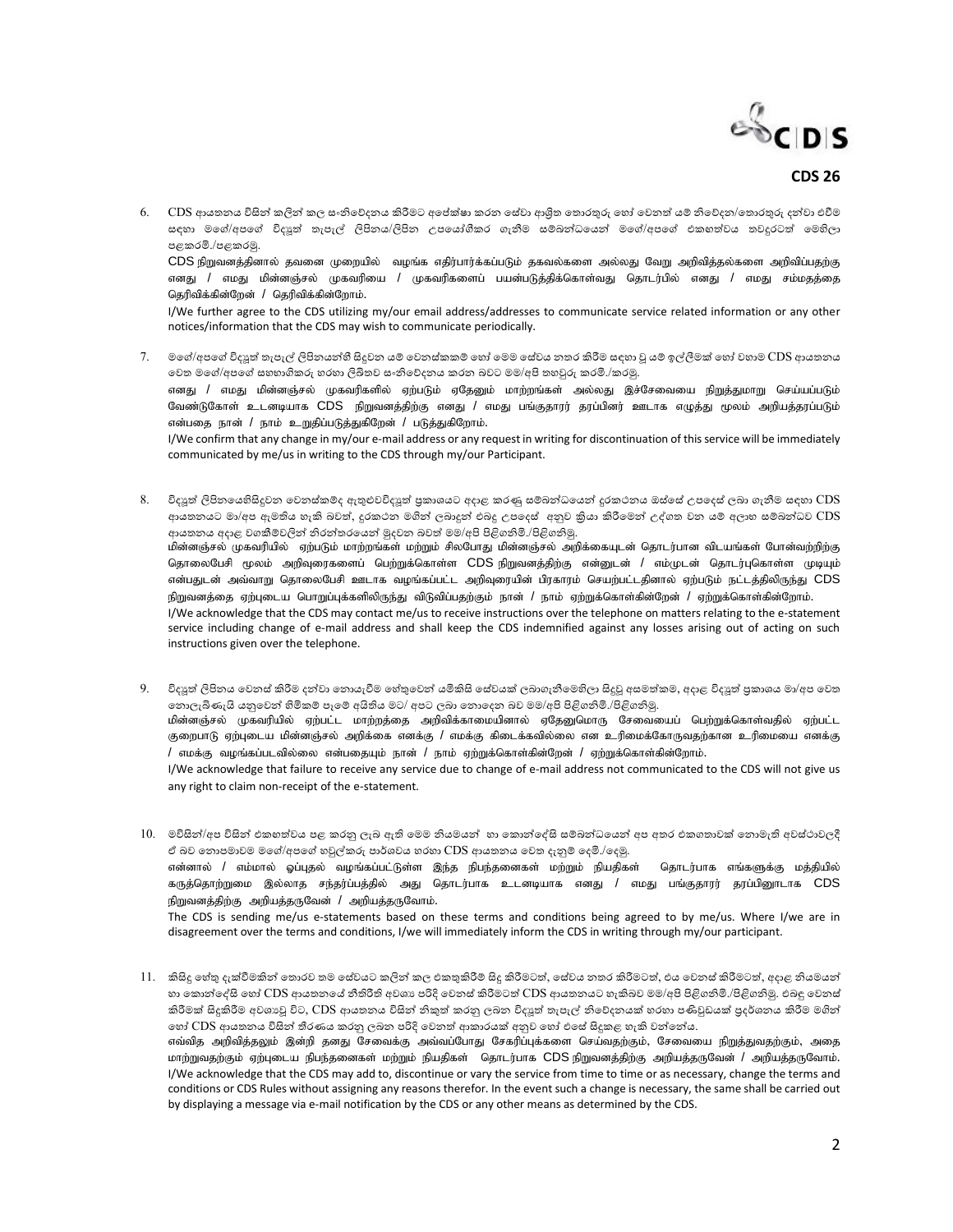**CDS 26**

6. CDS ආයතනය විසින් කලින් කල සංනිවේදනය කිරීමට අපේක්ෂා කරන සේවා ආශ්‍රිත තොරතුරු හෝ වෙනත් යම් නිවේදන/තොරතුරු දන්වා එවීම සඳහා මගේ/අපගේ විද්‍යුත් තැපැල් ලිපිනය/ලිපින උපයෝගීකර ගැනීම සම්බන්ධයෙන් මගේ/අපගේ එකඟත්වය තවදුරටත් මෙහිලා පළකරමි./පළකරමු.

CDS நிறுவனத்தினால் தவனை முறையில் வழங்க எதிர்பார்க்கப்படும் தகவல்களை அல்லது வேறு அறிவித்தல்களை அறிவிப்பதற்கு எனது / எமது மின்னஞ்சல் முகவரியை / முகவரிகளைப் பயன்படுத்திக்கொள்வது தொடர்பில் எனது / எமது சம்மதத்தை தெரிவிக்கின்றேன் / தெரிவிக்கின்றோம்.

I/We further agree to the CDS utilizing my/our email address/addresses to communicate service related information or any other notices/information that the CDS may wish to communicate periodically.

7. මගේ/අපගේ විද්‍යුත් තැපැල් ලිපිනයන්හි සිදුවන යම් වෙනස්කමක් හෝ මෙම සේවය නතර කිරීම සඳහා වූ යම් ඉල්ලීමක් හෝ වහාම CDS ආයතනය වෙත මගේ/අපගේ සහභාගිකරු හරහා ලිඛිතව සංනිවේදනය කරන බවට මම/අපි තහවුරු කරමි./කරමු.

எனது / எமது மின்னஞ்சல் முகவரிகளில் ஏற்படும் ஏதேனும் மாற்றங்கள் அல்லது இச்சேவையை நிறுத்துமாறு செய்யப்படும் வேண்டுகோள் உடனடியாக CDS நிறுவனத்திற்கு எனது / எமது பங்குதாரர் தரப்பினர் ஊடாக எழுத்து மூலம் அறியத்தரப்படும் என்பதை நான் / நாம் உறுதிப்படுத்துகிறேன் / படுத்துகிறோம்.

I/We confirm that any change in my/our e-mail address or any request in writing for discontinuation of this service will be immediately communicated by me/us in writing to the CDS through my/our Participant.

8. විද්‍යුත් ලිපිනයෙහිසිදුවන වෙනස්කම්ද ඇතුළුවවිද්‍යුත් ප්‍රකාශයට අදාළ කරුණු සම්බන්ධයෙන් දුරකථනය ඔස්සේ උපදෙස් ලබා ගැනීම සඳහා CDS ආයතනයට මා/අප ඇමතිය හැකි බවත්, දුරකථන මගින් ලැබුනු එබඳු උපදෙස් අනුව ක්‍රියා කිරීමෙන් උද්ගත වන යම් අලාභ සම්බන්ධව CDS ආයතනය අදාළ වගකීම්වලින් නිරන්තරයෙන් මුදවන බවත් මම/අපි පිළිගනිමි./පිළිගනිමු.

மின்னஞ்சல் முகவரியில் ஏற்படும் மாற்றங்கள் மற்றும் சிலபோது மின்னஞ்சல் அறிக்கையுடன் தொடர்பான விடயங்கள் போன்றவற்றிற்கு தொலைபேசி மூலம் அறிவுரைகளைப் பெற்றுக்கொள்ள CDS நிறுவனத்திற்கு என்னுடன் / எம்முடன் தொடர்புகொள்ள முடியும் என்பதுடன் அவ்வாறு தொலைபேசி ஊடாக வழங்கப்பட்ட அறிவுரையின் பிரகாரம் செயற்பட்டத்தினால் ஏற்படும் நட்டத்திலிருந்து CDS நிறுவனத்தை ஏற்புடைய பொறுப்புக்களிலிருந்து விடுவிப்பதற்கும் நான் / நாம் ஏற்றுக்கொள்கின்றேன் / ஏற்றுக்கொள்கின்றோம்.

I/We acknowledge that the CDS may contact me/us to receive instructions over the telephone on matters relating to the e-statement service including change of e-mail address and shall keep the CDS indemnified against any losses arising out of acting on such instructions given over the telephone.

9. විද්‍යුත් ලිපිනය වෙනස් කිරීම දන්වා නොයැවීම හේතුවෙන් යම්කිසි සේවයක් ලබාගැනීමෙහිලා සිදුවූ අසමත්කම, අදාළ විද්‍යුත් ප්‍රකාශය මා/අප වෙත නොලැබුණුයි යනුවෙන් හිමිකම් පෑමේ අයිතිය මට/ අපට ලබා නොදෙන බව මම/අපි පිළිගනිමි./පිළිගනිමු.

மின்னஞ்சல் முகவரியில் ஏற்பட்ட மாற்றத்தை அறிவிக்காமையினால் ஏதேனுமொரு சேவையைப் பெற்றுக்கொள்வதில் ஏற்பட்ட குறைபாடு ஏற்புடைய மின்னஞ்சல் அறிக்கை எனக்கு / எமக்கு கிடைக்கவில்லை என உரிமைக்கோருவதற்கான உரிமையை எனக்கு / எமக்கு வழங்கப்படவில்லை என்பதையும் நான் / நாம் ஏற்றுக்கொள்கின்றேன் / ஏற்றுக்கொள்கின்றோம்.

I/We acknowledge that failure to receive any service due to change of e-mail address not communicated to the CDS will not give us any right to claim non-receipt of the e-statement.

10. මවිසින්/අප විසින් එකඟත්වය පළ කරනු ලැබ ඇති මෙම නියමයන් හා කොන්දේසි සම්බන්ධයෙන් අප අතර එකඟතාවක් නොමැති අවස්ථාවලදී ඒ බව නොපමාවම මගේ/අපගේ හවුල්කරු පාර්ශවය හරහා CDS ආයතනය වෙත දැනුම් දෙමි./දෙමු.

என்னால் / எம்மால் ஒப்புதல் வழங்கப்பட்டுள்ள இந்த நிபந்தனைகள் மற்றும் நியதிகள் தொடர்பாக எங்களுக்கு மத்தியில் கருத்தொற்றுமை இல்லாத சந்தர்ப்பத்தில் அது தொடர்பாக உடனடியாக எனது / எமது பங்குதாரர் தரப்பினூடாக CDS நிறுவனத்திற்கு அறியத்தருவேன் / அறியத்தருவோம்.

The CDS is sending me/us e-statements based on these terms and conditions being agreed to by me/us. Where I/we are in disagreement over the terms and conditions, I/we will immediately inform the CDS in writing through my/our participant.

11. කිසිදු හේතු දැක්වීමකින් තොරව තම සේවයට කලින් කල එකතුකිරීම් සිදු කිරීමටත්, සේවය නතර කිරීමටත්, එය වෙනස් කිරීමටත්, අදාළ නියමයන් හා කොන්දේසි හෝ CDS ආයතනයේ නීතිරීති අවශ්‍ය පරිදි වෙනස් කිරීමටත් CDS ආයතනයට හැකිබව මම/අපි පිළිගනිමි./පිළිගනිමු. එබඳු වෙනස් කිරීමක් සිදුකිරීම අවශ්‍යවූ විට, CDS ආයතනය විසින් නිකුත් කරනු ලබන විද්‍යුත් තැපැල් නිවේදනයක් හරහා පණිවුඩයක් ප්‍රදර්ශනය කිරීම මගින් හෝ CDS ආයතනය විසින් තීරණය කරනු ලබන පරිදි වෙනත් ආකාරයක් අනුව හෝ එසේ සිදුකළ හැකි වන්නේය.

எவ்வித அறிவித்தலும் இன்றி தனது சேவைக்கு அவ்வப்போது சேகரிப்புக்களை செய்வதற்கும், சேவையை நிறுத்துவதற்கும், அதை மாற்றுவதற்கும் ஏற்புடைய நிபந்தனைகள் மற்றும் நியதிகள் தொடர்பாக CDS நிறுவனத்திற்கு அறியத்தருவேன் / அறியத்தருவோம்.

I/We acknowledge that the CDS may add to, discontinue or vary the service from time to time or as necessary, change the terms and conditions or CDS Rules without assigning any reasons therefor. In the event such a change is necessary, the same shall be carried out by displaying a message via e-mail notification by the CDS or any other means as determined by the CDS.